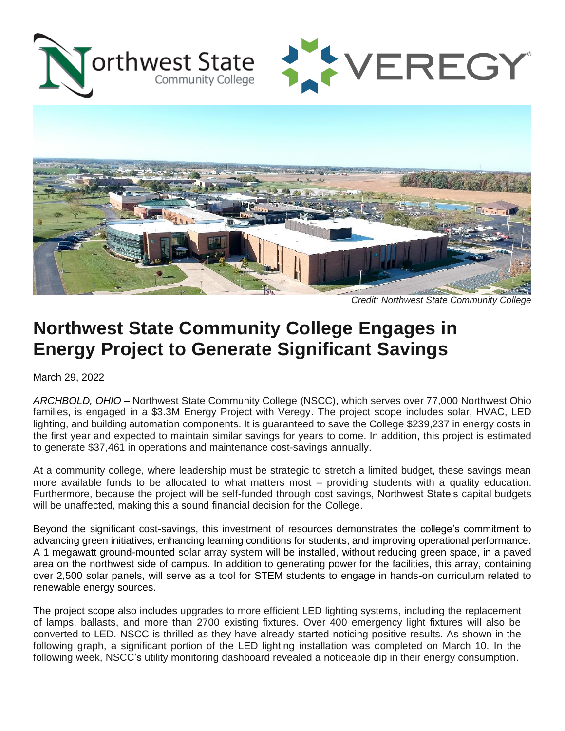Credit: Northwest State Community College

# Northwest State Community College Engages in Energy Project to Generate Significant Savings

March 29, 2022

*ARCHBOLD, OHIO* – Northwest State Community College (NSCC), which serves over 77,000 Northwest Ohio families, is engaged in a $3.3M Energy Project with Veregy. The project scope includes solar, HVAC, LED lighting, and building automation components. It is guaranteed to save the College $239,237 in energy costs in the first year and expected to maintain similar savings for years to come. In addition, this project is estimated to generate $37,461 in operations and maintenance cost-savings annually.

At a community college, where leadership must be strategic to stretch a limited budget, these savings mean more available funds to be allocated to what matters most – providing students with a quality education. Furthermore, because the project will be self-funded through cost savings, Northwest State's capital budgets will be unaffected, making this a sound financial decision for the College.

Beyond the significant cost-savings, this investment of resources demonstrates the college's commitment to advancing green initiatives, enhancing learning conditions for students, and improving operational performance. A 1 megawatt ground-mounted solar array system will be installed, without reducing green space, in a paved area on the northwest side of campus. In addition to generating power for the facilities, this array, containing over 2,500 solar panels, will serve as a tool for STEM students to engage in hands-on curriculum related to renewable energy sources.

The project scope also includes upgrades to more efficient LED lighting systems, including the replacement of lamps, ballasts, and more than 2700 existing fixtures. Over 400 emergency light fixtures will also be converted to LED. NSCC is thrilled as they have already started noticing positive results. As shown in the following graph, a significant portion of the LED lighting installation was completed on March 10. In the following week, NSCC's utility monitoring dashboard revealed a noticeable dip in their energy consumption.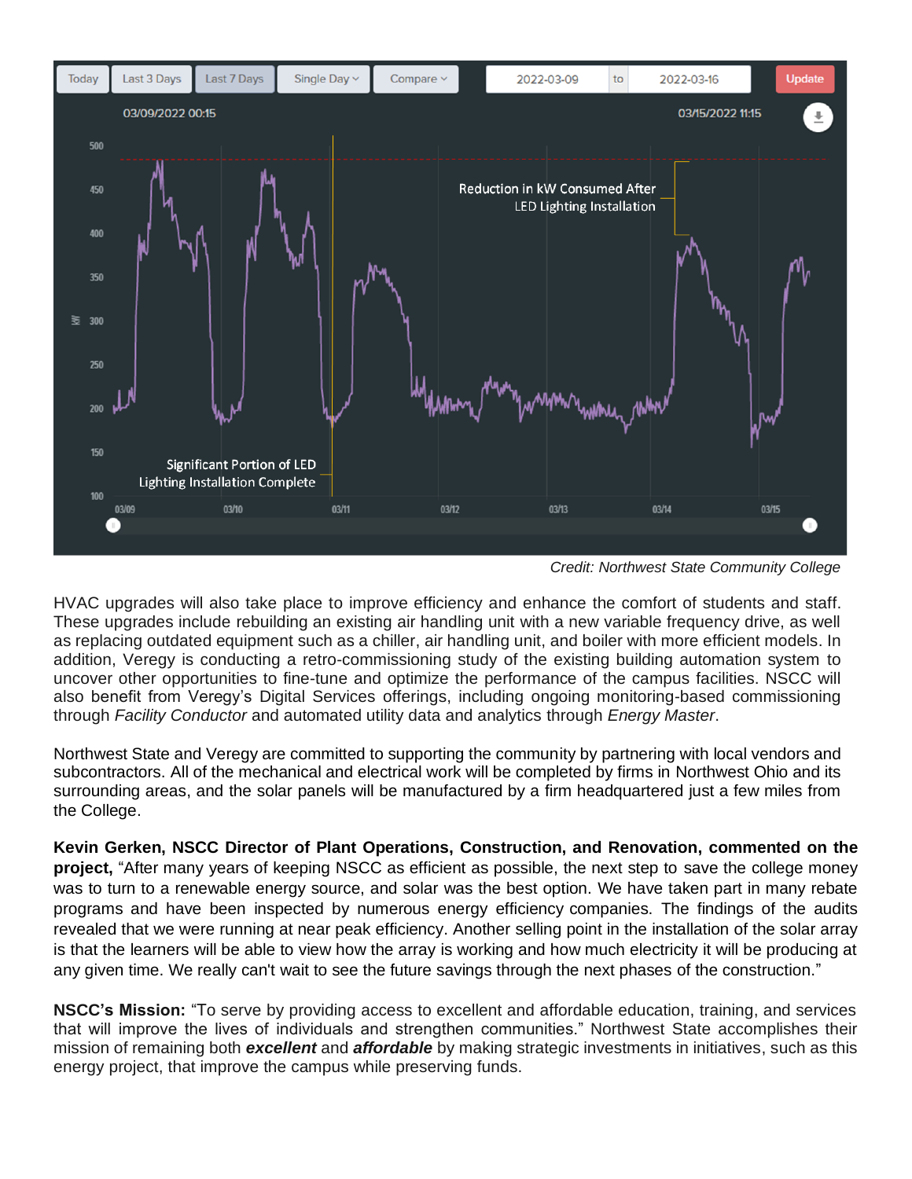Credit: *Northwest State Community College*

HVAC upgrades will also take place to improve efficiency and enhance the comfort of students and staff. These upgrades include rebuilding an existing air handling unit with a new variable frequency drive, as well as replacing outdated equipment such as a chiller, air handling unit, and boiler with more efficient models. In addition, Veregy is conducting a retro-commissioning study of the existing building automation system to uncover other opportunities to fine-tune and optimize the performance of the campus facilities. NSCC will also benefit from Veregy's Digital Services offerings, including ongoing monitoring-based commissioning through *Facility Conductor* and automated utility data and analytics through *Energy Master*.

Northwest State and Veregy are committed to supporting the community by partnering with local vendors and subcontractors. All of the mechanical and electrical work will be completed by firms in Northwest Ohio and its surrounding areas, and the solar panels will be manufactured by a firm headquartered just a few miles from the College.

**Kevin Gerken, NSCC Director of Plant Operations, Construction, and Renovation, commented on the project,** "After many years of keeping NSCC as efficient as possible, the next step to save the college money was to turn to a renewable energy source, and solar was the best option. We have taken part in many rebate programs and have been inspected by numerous energy efficiency companies. The findings of the audits revealed that we were running at near peak efficiency. Another selling point in the installation of the solar array is that the learners will be able to view how the array is working and how much electricity it will be producing at any given time. We really can't wait to see the future savings through the next phases of the construction."

**NSCC's Mission:** "To serve by providing access to excellent and affordable education, training, and services that will improve the lives of individuals and strengthen communities." Northwest State accomplishes their mission of remaining both ***excellent*** and ***affordable*** by making strategic investments in initiatives, such as this energy project, that improve the campus while preserving funds.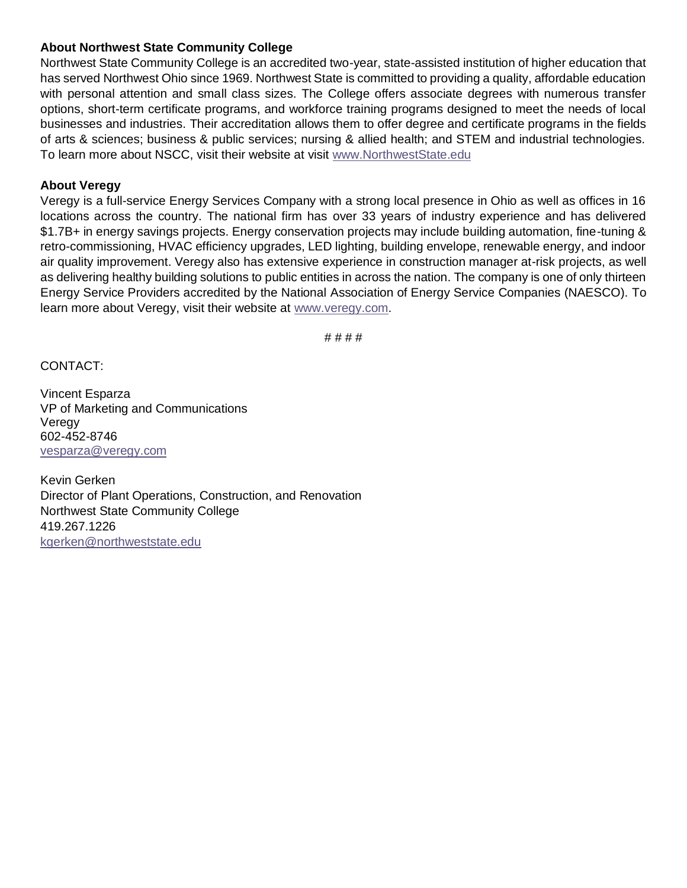**About Northwest State Community College**

Northwest State Community College is an accredited two-year, state-assisted institution of higher education that has served Northwest Ohio since 1969. Northwest State is committed to providing a quality, affordable education with personal attention and small class sizes. The College offers associate degrees with numerous transfer options, short-term certificate programs, and workforce training programs designed to meet the needs of local businesses and industries. Their accreditation allows them to offer degree and certificate programs in the fields of arts & sciences; business & public services; nursing & allied health; and STEM and industrial technologies. To learn more about NSCC, visit their website at visit www.NorthwestState.edu

**About Veregy**

Veregy is a full-service Energy Services Company with a strong local presence in Ohio as well as offices in 16 locations across the country. The national firm has over 33 years of industry experience and has delivered $1.7B+ in energy savings projects. Energy conservation projects may include building automation, fine-tuning & retro-commissioning, HVAC efficiency upgrades, LED lighting, building envelope, renewable energy, and indoor air quality improvement. Veregy also has extensive experience in construction manager at-risk projects, as well as delivering healthy building solutions to public entities in across the nation. The company is one of only thirteen Energy Service Providers accredited by the National Association of Energy Service Companies (NAESCO). To learn more about Veregy, visit their website at www.veregy.com.

# # # #

CONTACT:

Vincent Esparza
VP of Marketing and Communications
Veregy
602-452-8746
vesparza@veregy.com

Kevin Gerken
Director of Plant Operations, Construction, and Renovation
Northwest State Community College
419.267.1226
kgerken@northweststate.edu